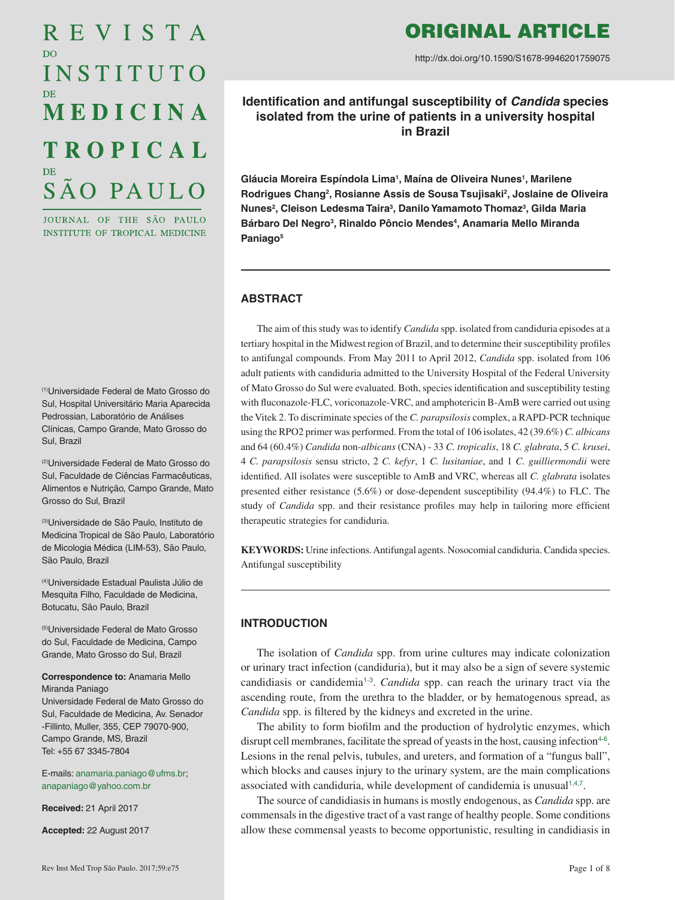# ORIGINAL ARTICLE

http://dx.doi.org/10.1590/S1678-9946201759075

## Identification and antifungal susceptibility of *Candida* species isolated from the urine of patients in a university hospital in Brazil

**Gláucia Moreira Espíndola Lima[1], Maína de Oliveira Nunes[1], Marilene Rodrigues Chang[2], Rosianne Assis de Sousa Tsujisaki[2], Joslaine de Oliveira Nunes[2], Cleison Ledesma Taira[3], Danilo Yamamoto Thomaz[3], Gilda Maria Bárbaro Del Negro[3], Rinaldo Pôncio Mendes[4], Anamaria Mello Miranda Paniago[5]**

[1]Universidade Federal de Mato Grosso do Sul, Hospital Universitário Maria Aparecida Pedrossian, Laboratório de Análises Clínicas, Campo Grande, Mato Grosso do Sul, Brazil

[2]Universidade Federal de Mato Grosso do Sul, Faculdade de Ciências Farmacêuticas, Alimentos e Nutrição, Campo Grande, Mato Grosso do Sul, Brazil

[3]Universidade de São Paulo, Instituto de Medicina Tropical de São Paulo, Laboratório de Micologia Médica (LIM-53), São Paulo, São Paulo, Brazil

[4]Universidade Estadual Paulista Júlio de Mesquita Filho, Faculdade de Medicina, Botucatu, São Paulo, Brazil

[5]Universidade Federal de Mato Grosso do Sul, Faculdade de Medicina, Campo Grande, Mato Grosso do Sul, Brazil

**Correspondence to:** Anamaria Mello Miranda Paniago
Universidade Federal de Mato Grosso do Sul, Faculdade de Medicina, Av. Senador -Fillinto, Muller, 355, CEP 79070-900, Campo Grande, MS, Brazil
Tel: +55 67 3345-7804

E-mails: anamaria.paniago@ufms.br; anapaniago@yahoo.com.br

**Received:** 21 April 2017

**Accepted:** 22 August 2017

### ABSTRACT

The aim of this study was to identify *Candida* spp. isolated from candiduria episodes at a tertiary hospital in the Midwest region of Brazil, and to determine their susceptibility profiles to antifungal compounds. From May 2011 to April 2012, *Candida* spp. isolated from 106 adult patients with candiduria admitted to the University Hospital of the Federal University of Mato Grosso do Sul were evaluated. Both, species identification and susceptibility testing with fluconazole-FLC, voriconazole-VRC, and amphotericin B-AmB were carried out using the Vitek 2. To discriminate species of the *C. parapsilosis* complex, a RAPD-PCR technique using the RPO2 primer was performed. From the total of 106 isolates, 42 (39.6%) *C. albicans* and 64 (60.4%) *Candida* non-*albicans* (CNA) - 33 *C. tropicalis*, 18 *C. glabrata*, 5 *C. krusei*, 4 *C. parapsilosis* sensu stricto, 2 *C. kefyr*, 1 *C. lusitaniae*, and 1 *C. guilliermondii* were identified. All isolates were susceptible to AmB and VRC, whereas all *C. glabrata* isolates presented either resistance (5.6%) or dose-dependent susceptibility (94.4%) to FLC. The study of *Candida* spp. and their resistance profiles may help in tailoring more efficient therapeutic strategies for candiduria.

**KEYWORDS:** Urine infections. Antifungal agents. Nosocomial candiduria. Candida species. Antifungal susceptibility

### INTRODUCTION

The isolation of *Candida* spp. from urine cultures may indicate colonization or urinary tract infection (candiduria), but it may also be a sign of severe systemic candidiasis or candidemia[1-3]. *Candida* spp. can reach the urinary tract via the ascending route, from the urethra to the bladder, or by hematogenous spread, as *Candida* spp. is filtered by the kidneys and excreted in the urine.

The ability to form biofilm and the production of hydrolytic enzymes, which disrupt cell membranes, facilitate the spread of yeasts in the host, causing infection[4-6]. Lesions in the renal pelvis, tubules, and ureters, and formation of a "fungus ball", which blocks and causes injury to the urinary system, are the main complications associated with candiduria, while development of candidemia is unusual[1,4,7].

The source of candidiasis in humans is mostly endogenous, as *Candida* spp. are commensals in the digestive tract of a vast range of healthy people. Some conditions allow these commensal yeasts to become opportunistic, resulting in candidiasis in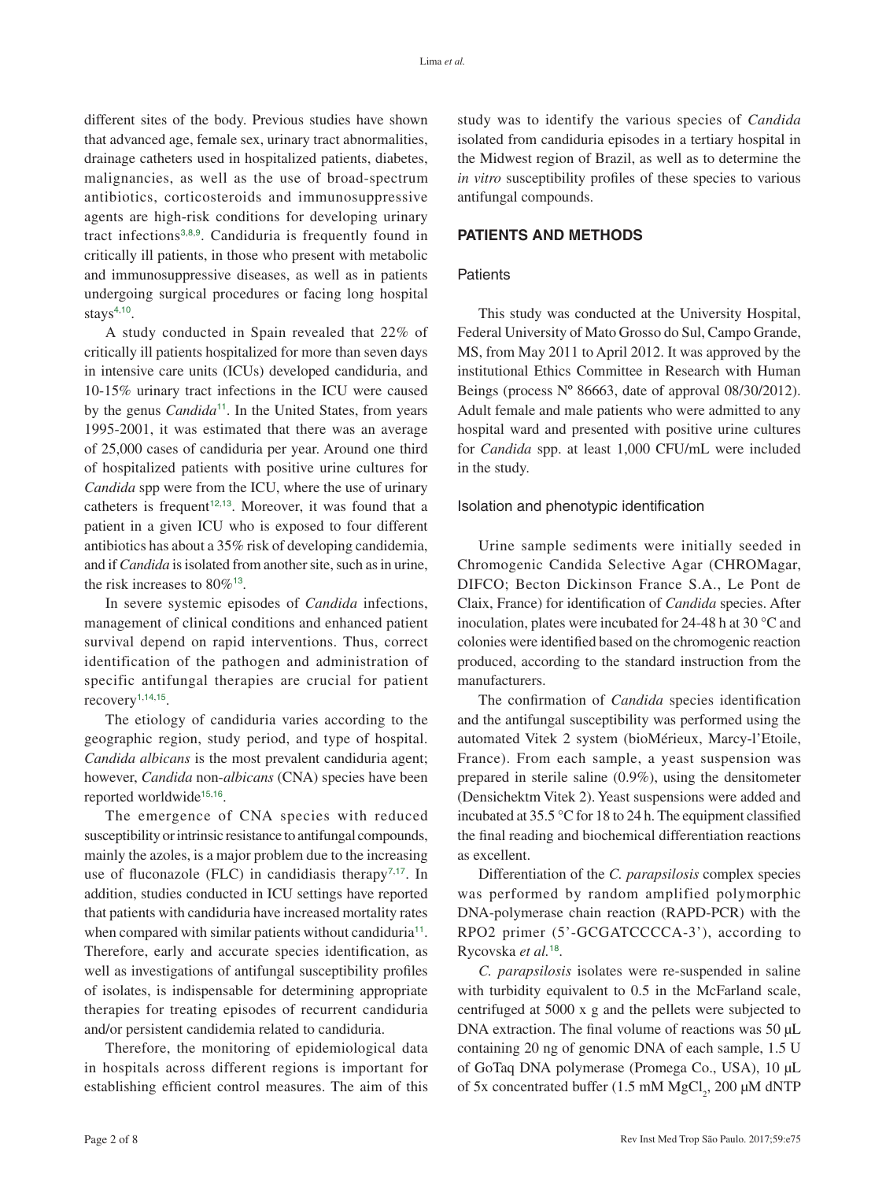different sites of the body. Previous studies have shown that advanced age, female sex, urinary tract abnormalities, drainage catheters used in hospitalized patients, diabetes, malignancies, as well as the use of broad-spectrum antibiotics, corticosteroids and immunosuppressive agents are high-risk conditions for developing urinary tract infections[3,8,9]. Candiduria is frequently found in critically ill patients, in those who present with metabolic and immunosuppressive diseases, as well as in patients undergoing surgical procedures or facing long hospital stays[4,10].

A study conducted in Spain revealed that 22% of critically ill patients hospitalized for more than seven days in intensive care units (ICUs) developed candiduria, and 10-15% urinary tract infections in the ICU were caused by the genus *Candida*[11]. In the United States, from years 1995-2001, it was estimated that there was an average of 25,000 cases of candiduria per year. Around one third of hospitalized patients with positive urine cultures for *Candida* spp were from the ICU, where the use of urinary catheters is frequent[12,13]. Moreover, it was found that a patient in a given ICU who is exposed to four different antibiotics has about a 35% risk of developing candidemia, and if *Candida* is isolated from another site, such as in urine, the risk increases to 80%[13].

In severe systemic episodes of *Candida* infections, management of clinical conditions and enhanced patient survival depend on rapid interventions. Thus, correct identification of the pathogen and administration of specific antifungal therapies are crucial for patient recovery[1,14,15].

The etiology of candiduria varies according to the geographic region, study period, and type of hospital. *Candida albicans* is the most prevalent candiduria agent; however, *Candida* non-*albicans* (CNA) species have been reported worldwide[15,16].

The emergence of CNA species with reduced susceptibility or intrinsic resistance to antifungal compounds, mainly the azoles, is a major problem due to the increasing use of fluconazole (FLC) in candidiasis therapy[7,17]. In addition, studies conducted in ICU settings have reported that patients with candiduria have increased mortality rates when compared with similar patients without candiduria[11]. Therefore, early and accurate species identification, as well as investigations of antifungal susceptibility profiles of isolates, is indispensable for determining appropriate therapies for treating episodes of recurrent candiduria and/or persistent candidemia related to candiduria.

Therefore, the monitoring of epidemiological data in hospitals across different regions is important for establishing efficient control measures. The aim of this study was to identify the various species of *Candida* isolated from candiduria episodes in a tertiary hospital in the Midwest region of Brazil, as well as to determine the *in vitro* susceptibility profiles of these species to various antifungal compounds.

## PATIENTS AND METHODS

### Patients

This study was conducted at the University Hospital, Federal University of Mato Grosso do Sul, Campo Grande, MS, from May 2011 to April 2012. It was approved by the institutional Ethics Committee in Research with Human Beings (process Nº 86663, date of approval 08/30/2012). Adult female and male patients who were admitted to any hospital ward and presented with positive urine cultures for *Candida* spp. at least 1,000 CFU/mL were included in the study.

### Isolation and phenotypic identification

Urine sample sediments were initially seeded in Chromogenic Candida Selective Agar (CHROMagar, DIFCO; Becton Dickinson France S.A., Le Pont de Claix, France) for identification of *Candida* species. After inoculation, plates were incubated for 24-48 h at 30 °C and colonies were identified based on the chromogenic reaction produced, according to the standard instruction from the manufacturers.

The confirmation of *Candida* species identification and the antifungal susceptibility was performed using the automated Vitek 2 system (bioMérieux, Marcy-l'Etoile, France). From each sample, a yeast suspension was prepared in sterile saline (0.9%), using the densitometer (Densichektm Vitek 2). Yeast suspensions were added and incubated at 35.5 °C for 18 to 24 h. The equipment classified the final reading and biochemical differentiation reactions as excellent.

Differentiation of the *C. parapsilosis* complex species was performed by random amplified polymorphic DNA-polymerase chain reaction (RAPD-PCR) with the RPO2 primer (5'-GCGATCCCCA-3'), according to Rycovska *et al.*[18].

*C. parapsilosis* isolates were re-suspended in saline with turbidity equivalent to 0.5 in the McFarland scale, centrifuged at 5000 x g and the pellets were subjected to DNA extraction. The final volume of reactions was 50 µL containing 20 ng of genomic DNA of each sample, 1.5 U of GoTaq DNA polymerase (Promega Co., USA), 10 µL of 5x concentrated buffer (1.5 mM $MgCl_2$, 200 µM dNTP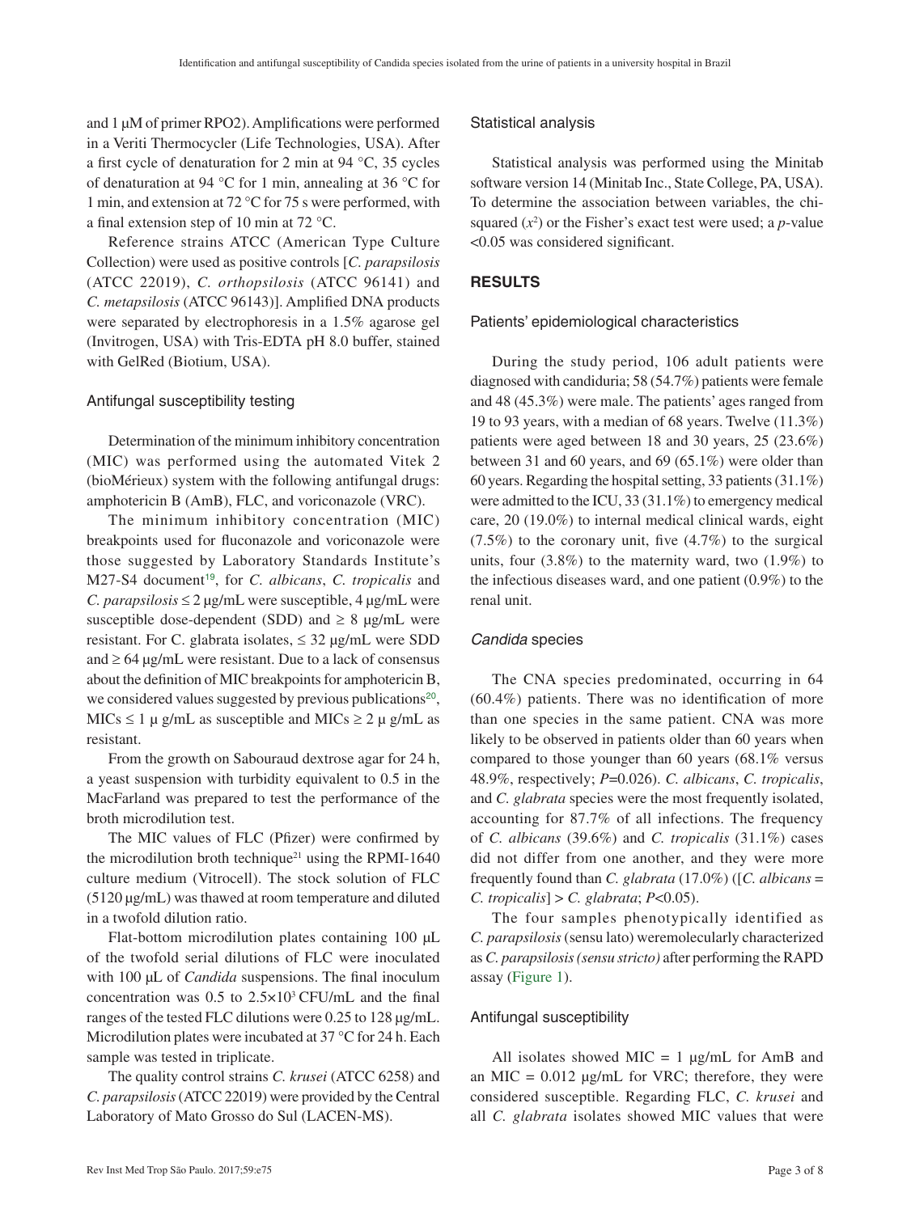and 1 µM of primer RPO2). Amplifications were performed in a Veriti Thermocycler (Life Technologies, USA). After a first cycle of denaturation for 2 min at 94 °C, 35 cycles of denaturation at 94 °C for 1 min, annealing at 36 °C for 1 min, and extension at 72 °C for 75 s were performed, with a final extension step of 10 min at 72 °C.

Reference strains ATCC (American Type Culture Collection) were used as positive controls [*C. parapsilosis* (ATCC 22019), *C. orthopsilosis* (ATCC 96141) and *C. metapsilosis* (ATCC 96143)]. Amplified DNA products were separated by electrophoresis in a 1.5% agarose gel (Invitrogen, USA) with Tris-EDTA pH 8.0 buffer, stained with GelRed (Biotium, USA).

### Antifungal susceptibility testing

Determination of the minimum inhibitory concentration (MIC) was performed using the automated Vitek 2 (bioMérieux) system with the following antifungal drugs: amphotericin B (AmB), FLC, and voriconazole (VRC).

The minimum inhibitory concentration (MIC) breakpoints used for fluconazole and voriconazole were those suggested by Laboratory Standards Institute's M27-S4 document[19], for *C. albicans*, *C. tropicalis* and *C. parapsilosis* ≤ 2 µg/mL were susceptible, 4 µg/mL were susceptible dose-dependent (SDD) and ≥ 8 µg/mL were resistant. For C. glabrata isolates, ≤ 32 µg/mL were SDD and ≥ 64 µg/mL were resistant. Due to a lack of consensus about the definition of MIC breakpoints for amphotericin B, we considered values suggested by previous publications[20], MICs ≤ 1 µ g/mL as susceptible and MICs ≥ 2 µ g/mL as resistant.

From the growth on Sabouraud dextrose agar for 24 h, a yeast suspension with turbidity equivalent to 0.5 in the MacFarland was prepared to test the performance of the broth microdilution test.

The MIC values of FLC (Pfizer) were confirmed by the microdilution broth technique[21] using the RPMI-1640 culture medium (Vitrocell). The stock solution of FLC (5120 µg/mL) was thawed at room temperature and diluted in a twofold dilution ratio.

Flat-bottom microdilution plates containing 100 µL of the twofold serial dilutions of FLC were inoculated with 100 µL of *Candida* suspensions. The final inoculum concentration was 0.5 to $2.5 \times 10^3$ CFU/mL and the final ranges of the tested FLC dilutions were 0.25 to 128 µg/mL. Microdilution plates were incubated at 37 °C for 24 h. Each sample was tested in triplicate.

The quality control strains *C. krusei* (ATCC 6258) and *C. parapsilosis* (ATCC 22019) were provided by the Central Laboratory of Mato Grosso do Sul (LACEN-MS).

### Statistical analysis

Statistical analysis was performed using the Minitab software version 14 (Minitab Inc., State College, PA, USA). To determine the association between variables, the chi-squared ($x^2$) or the Fisher's exact test were used; a *p*-value <0.05 was considered significant.

## RESULTS

### Patients' epidemiological characteristics

During the study period, 106 adult patients were diagnosed with candiduria; 58 (54.7%) patients were female and 48 (45.3%) were male. The patients' ages ranged from 19 to 93 years, with a median of 68 years. Twelve (11.3%) patients were aged between 18 and 30 years, 25 (23.6%) between 31 and 60 years, and 69 (65.1%) were older than 60 years. Regarding the hospital setting, 33 patients (31.1%) were admitted to the ICU, 33 (31.1%) to emergency medical care, 20 (19.0%) to internal medical clinical wards, eight (7.5%) to the coronary unit, five (4.7%) to the surgical units, four (3.8%) to the maternity ward, two (1.9%) to the infectious diseases ward, and one patient (0.9%) to the renal unit.

### *Candida* species

The CNA species predominated, occurring in 64 (60.4%) patients. There was no identification of more than one species in the same patient. CNA was more likely to be observed in patients older than 60 years when compared to those younger than 60 years (68.1% versus 48.9%, respectively; *P*=0.026). *C. albicans*, *C. tropicalis*, and *C. glabrata* species were the most frequently isolated, accounting for 87.7% of all infections. The frequency of *C. albicans* (39.6%) and *C. tropicalis* (31.1%) cases did not differ from one another, and they were more frequently found than *C. glabrata* (17.0%) ([*C. albicans* = *C. tropicalis*] > *C. glabrata*; *P*<0.05).

The four samples phenotypically identified as *C. parapsilosis* (sensu lato) weremolecularly characterized as *C. parapsilosis (sensu stricto)* after performing the RAPD assay (Figure 1).

### Antifungal susceptibility

All isolates showed MIC = 1 µg/mL for AmB and an MIC = 0.012 µg/mL for VRC; therefore, they were considered susceptible. Regarding FLC, *C. krusei* and all *C. glabrata* isolates showed MIC values that were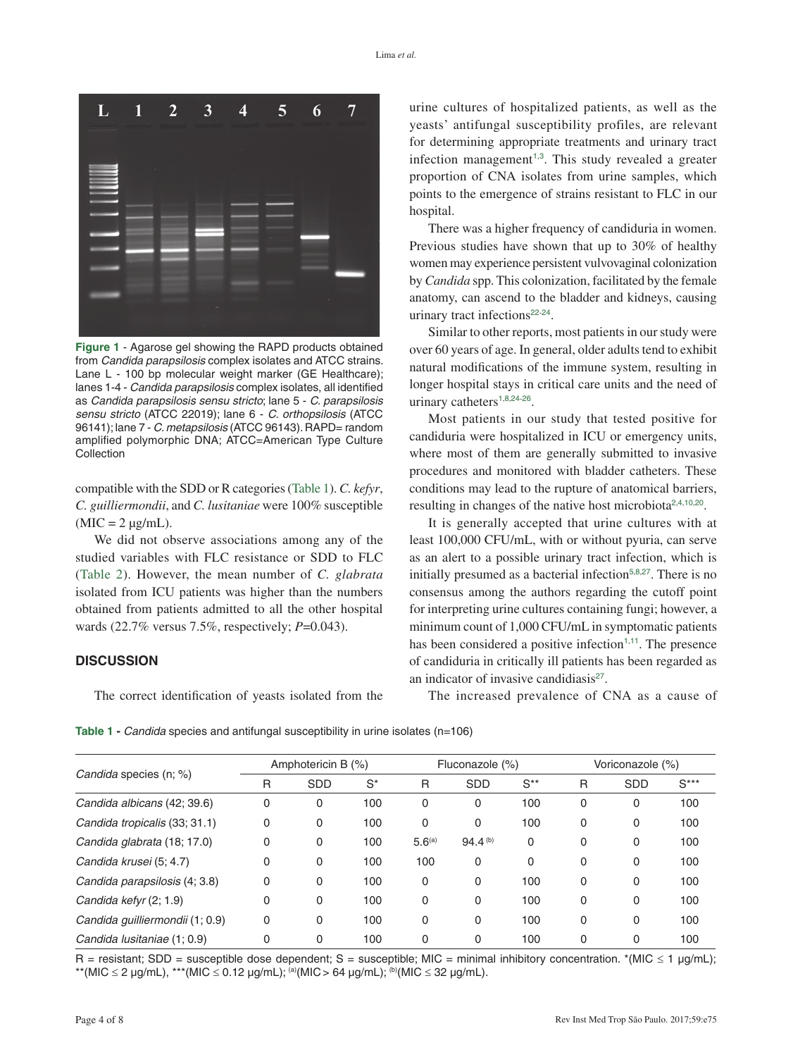Figure 1 - Agarose gel showing the RAPD products obtained from *Candida parapsilosis* complex isolates and ATCC strains. Lane L - 100 bp molecular weight marker (GE Healthcare); lanes 1-4 - *Candida parapsilosis* complex isolates, all identified as *Candida parapsilosis sensu stricto*; lane 5 - *C. parapsilosis sensu stricto* (ATCC 22019); lane 6 - *C. orthopsilosis* (ATCC 96141); lane 7 - *C. metapsilosis* (ATCC 96143). RAPD= random amplified polymorphic DNA; ATCC=American Type Culture Collection

compatible with the SDD or R categories (Table 1). *C. kefyr*, *C. guilliermondii*, and *C. lusitaniae* were 100% susceptible (MIC = 2 μg/mL).

We did not observe associations among any of the studied variables with FLC resistance or SDD to FLC (Table 2). However, the mean number of *C. glabrata* isolated from ICU patients was higher than the numbers obtained from patients admitted to all the other hospital wards (22.7% versus 7.5%, respectively; $P$=0.043).

## DISCUSSION

The correct identification of yeasts isolated from the urine cultures of hospitalized patients, as well as the yeasts' antifungal susceptibility profiles, are relevant for determining appropriate treatments and urinary tract infection management[1,3]. This study revealed a greater proportion of CNA isolates from urine samples, which points to the emergence of strains resistant to FLC in our hospital.

There was a higher frequency of candiduria in women. Previous studies have shown that up to 30% of healthy women may experience persistent vulvovaginal colonization by *Candida* spp. This colonization, facilitated by the female anatomy, can ascend to the bladder and kidneys, causing urinary tract infections[22-24].

Similar to other reports, most patients in our study were over 60 years of age. In general, older adults tend to exhibit natural modifications of the immune system, resulting in longer hospital stays in critical care units and the need of urinary catheters[1,8,24-26].

Most patients in our study that tested positive for candiduria were hospitalized in ICU or emergency units, where most of them are generally submitted to invasive procedures and monitored with bladder catheters. These conditions may lead to the rupture of anatomical barriers, resulting in changes of the native host microbiota[2,4,10,20].

It is generally accepted that urine cultures with at least 100,000 CFU/mL, with or without pyuria, can serve as an alert to a possible urinary tract infection, which is initially presumed as a bacterial infection[5,8,27]. There is no consensus among the authors regarding the cutoff point for interpreting urine cultures containing fungi; however, a minimum count of 1,000 CFU/mL in symptomatic patients has been considered a positive infection[1,11]. The presence of candiduria in critically ill patients has been regarded as an indicator of invasive candidiasis[27].

The increased prevalence of CNA as a cause of

**Table 1** - *Candida* species and antifungal susceptibility in urine isolates (n=106)

| *Candida* species (n; %) | Amphotericin B (%) | | | Fluconazole (%) | | | Voriconazole (%) | | |
|---|---|---|---|---|---|---|---|---|---|
| | R | SDD | S* | R | SDD | S** | R | SDD | S*** |
| *Candida albicans* (42; 39.6) | 0 | 0 | 100 | 0 | 0 | 100 | 0 | 0 | 100 |
| *Candida tropicalis* (33; 31.1) | 0 | 0 | 100 | 0 | 0 | 100 | 0 | 0 | 100 |
| *Candida glabrata* (18; 17.0) | 0 | 0 | 100 | 5.6[(a)] | 94.4[(b)] | 0 | 0 | 0 | 100 |
| *Candida krusei* (5; 4.7) | 0 | 0 | 100 | 100 | 0 | 0 | 0 | 0 | 100 |
| *Candida parapsilosis* (4; 3.8) | 0 | 0 | 100 | 0 | 0 | 100 | 0 | 0 | 100 |
| *Candida kefyr* (2; 1.9) | 0 | 0 | 100 | 0 | 0 | 100 | 0 | 0 | 100 |
| *Candida guilliermondii* (1; 0.9) | 0 | 0 | 100 | 0 | 0 | 100 | 0 | 0 | 100 |
| *Candida lusitaniae* (1; 0.9) | 0 | 0 | 100 | 0 | 0 | 100 | 0 | 0 | 100 |

R = resistant; SDD = susceptible dose dependent; S = susceptible; MIC = minimal inhibitory concentration. *(MIC ≤ 1 μg/mL); **(MIC ≤ 2 μg/mL), ***(MIC ≤ 0.12 μg/mL); [(a)](MIC > 64 μg/mL); [(b)](MIC ≤ 32 μg/mL).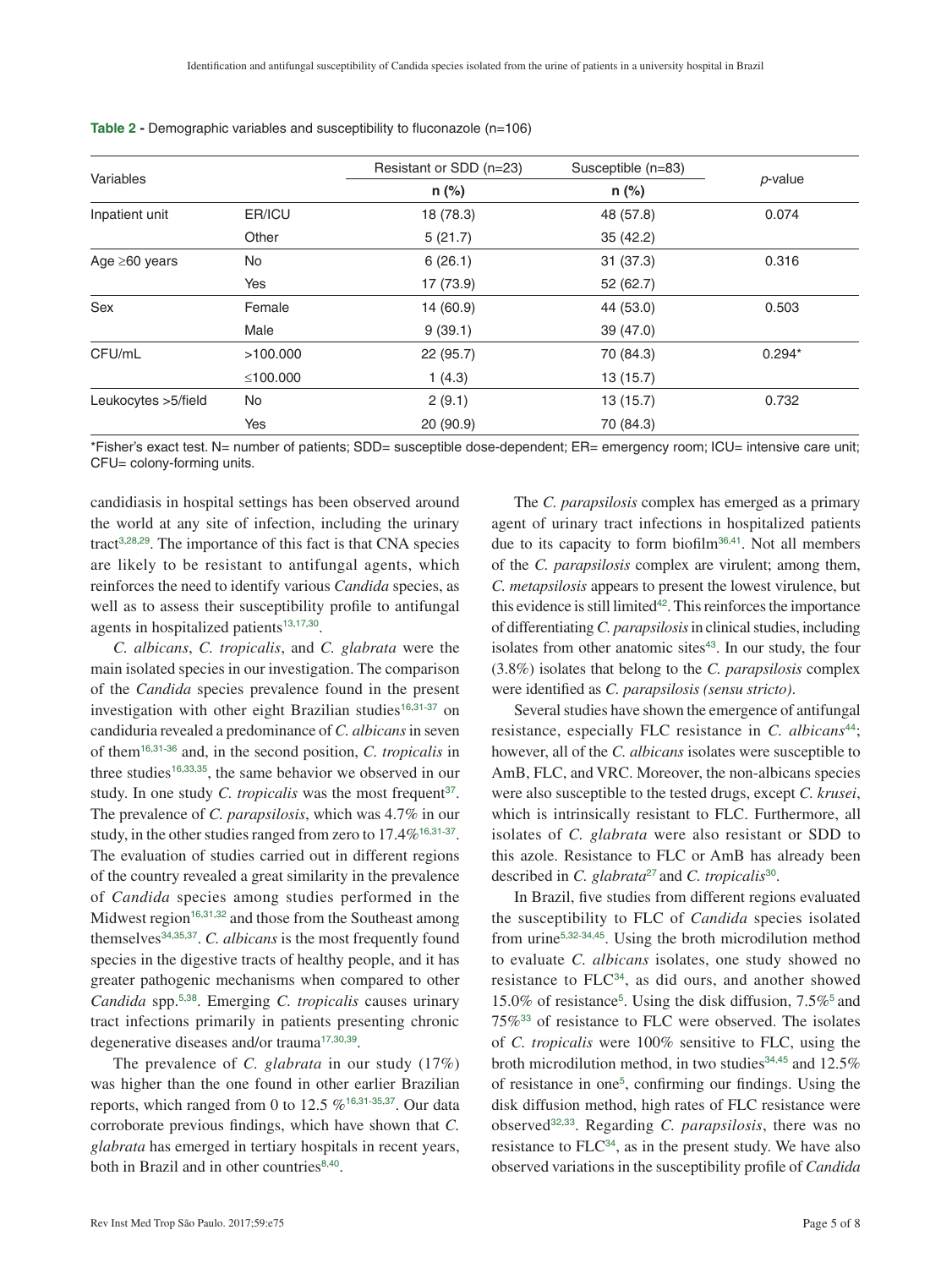**Table 2 -** Demographic variables and susceptibility to fluconazole (n=106)

| Variables | | Resistant or SDD (n=23) | Susceptible (n=83) | *p*-value |
|---|---|---|---|---|
| | | **n (%)** | **n (%)** | |
| Inpatient unit | ER/ICU | 18 (78.3) | 48 (57.8) | 0.074 |
| | Other | 5 (21.7) | 35 (42.2) | |
| Age ≥60 years | No | 6 (26.1) | 31 (37.3) | 0.316 |
| | Yes | 17 (73.9) | 52 (62.7) | |
| Sex | Female | 14 (60.9) | 44 (53.0) | 0.503 |
| | Male | 9 (39.1) | 39 (47.0) | |
| CFU/mL | >100.000 | 22 (95.7) | 70 (84.3) | 0.294* |
| | ≤100.000 | 1 (4.3) | 13 (15.7) | |
| Leukocytes >5/field | No | 2 (9.1) | 13 (15.7) | 0.732 |
| | Yes | 20 (90.9) | 70 (84.3) | |

*Fisher's exact test. N= number of patients; SDD= susceptible dose-dependent; ER= emergency room; ICU= intensive care unit; CFU= colony-forming units.

candidiasis in hospital settings has been observed around the world at any site of infection, including the urinary tract[3,28,29]. The importance of this fact is that CNA species are likely to be resistant to antifungal agents, which reinforces the need to identify various *Candida* species, as well as to assess their susceptibility profile to antifungal agents in hospitalized patients[13,17,30].

*C. albicans*, *C. tropicalis*, and *C. glabrata* were the main isolated species in our investigation. The comparison of the *Candida* species prevalence found in the present investigation with other eight Brazilian studies[16,31-37] on candiduria revealed a predominance of *C. albicans* in seven of them[16,31-36] and, in the second position, *C. tropicalis* in three studies[16,33,35], the same behavior we observed in our study. In one study *C. tropicalis* was the most frequent[37]. The prevalence of *C. parapsilosis*, which was 4.7% in our study, in the other studies ranged from zero to 17.4%[16,31-37]. The evaluation of studies carried out in different regions of the country revealed a great similarity in the prevalence of *Candida* species among studies performed in the Midwest region[16,31,32] and those from the Southeast among themselves[34,35,37]. *C. albicans* is the most frequently found species in the digestive tracts of healthy people, and it has greater pathogenic mechanisms when compared to other *Candida* spp.[5,38]. Emerging *C. tropicalis* causes urinary tract infections primarily in patients presenting chronic degenerative diseases and/or trauma[17,30,39].

The prevalence of *C. glabrata* in our study (17%) was higher than the one found in other earlier Brazilian reports, which ranged from 0 to 12.5 %[16,31-35,37]. Our data corroborate previous findings, which have shown that *C. glabrata* has emerged in tertiary hospitals in recent years, both in Brazil and in other countries[8,40].

The *C. parapsilosis* complex has emerged as a primary agent of urinary tract infections in hospitalized patients due to its capacity to form biofilm[36,41]. Not all members of the *C. parapsilosis* complex are virulent; among them, *C. metapsilosis* appears to present the lowest virulence, but this evidence is still limited[42]. This reinforces the importance of differentiating *C. parapsilosis* in clinical studies, including isolates from other anatomic sites[43]. In our study, the four (3.8%) isolates that belong to the *C. parapsilosis* complex were identified as *C. parapsilosis (sensu stricto)*.

Several studies have shown the emergence of antifungal resistance, especially FLC resistance in *C. albicans*[44]; however, all of the *C. albicans* isolates were susceptible to AmB, FLC, and VRC. Moreover, the non-albicans species were also susceptible to the tested drugs, except *C. krusei*, which is intrinsically resistant to FLC. Furthermore, all isolates of *C. glabrata* were also resistant or SDD to this azole. Resistance to FLC or AmB has already been described in *C. glabrata*[27] and *C. tropicalis*[30].

In Brazil, five studies from different regions evaluated the susceptibility to FLC of *Candida* species isolated from urine[5,32-34,45]. Using the broth microdilution method to evaluate *C. albicans* isolates, one study showed no resistance to FLC[34], as did ours, and another showed 15.0% of resistance[5]. Using the disk diffusion, 7.5%[5] and 75%[33] of resistance to FLC were observed. The isolates of *C. tropicalis* were 100% sensitive to FLC, using the broth microdilution method, in two studies[34,45] and 12.5% of resistance in one[5], confirming our findings. Using the disk diffusion method, high rates of FLC resistance were observed[32,33]. Regarding *C. parapsilosis*, there was no resistance to FLC[34], as in the present study. We have also observed variations in the susceptibility profile of *Candida*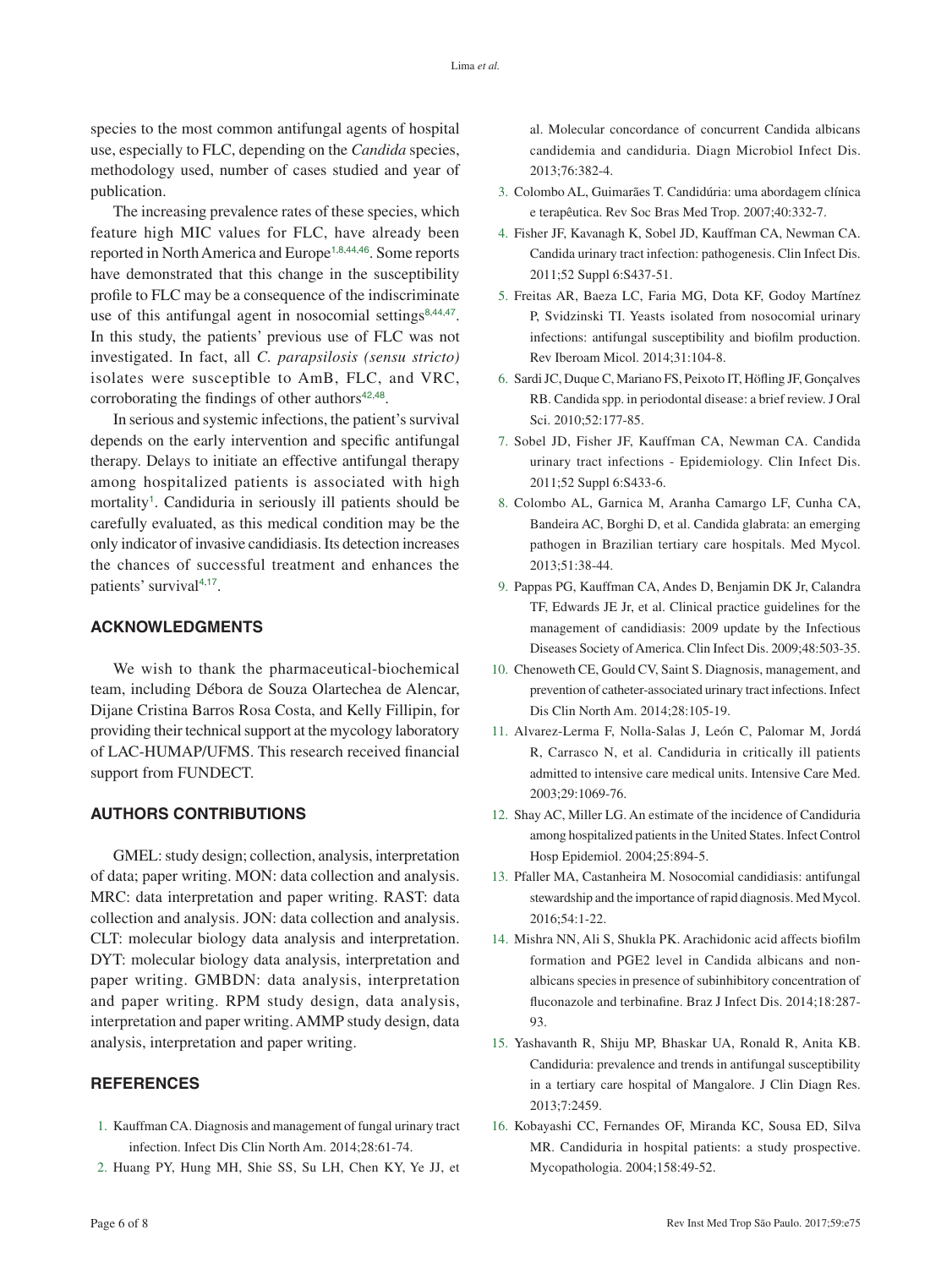species to the most common antifungal agents of hospital use, especially to FLC, depending on the *Candida* species, methodology used, number of cases studied and year of publication.

The increasing prevalence rates of these species, which feature high MIC values for FLC, have already been reported in North America and Europe[1,8,44,46]. Some reports have demonstrated that this change in the susceptibility profile to FLC may be a consequence of the indiscriminate use of this antifungal agent in nosocomial settings[8,44,47]. In this study, the patients' previous use of FLC was not investigated. In fact, all *C. parapsilosis (sensu stricto)* isolates were susceptible to AmB, FLC, and VRC, corroborating the findings of other authors[42,48].

In serious and systemic infections, the patient's survival depends on the early intervention and specific antifungal therapy. Delays to initiate an effective antifungal therapy among hospitalized patients is associated with high mortality[1]. Candiduria in seriously ill patients should be carefully evaluated, as this medical condition may be the only indicator of invasive candidiasis. Its detection increases the chances of successful treatment and enhances the patients' survival[4,17].

## ACKNOWLEDGMENTS

We wish to thank the pharmaceutical-biochemical team, including Débora de Souza Olartechea de Alencar, Dijane Cristina Barros Rosa Costa, and Kelly Fillipin, for providing their technical support at the mycology laboratory of LAC-HUMAP/UFMS. This research received financial support from FUNDECT.

## AUTHORS CONTRIBUTIONS

GMEL: study design; collection, analysis, interpretation of data; paper writing. MON: data collection and analysis. MRC: data interpretation and paper writing. RAST: data collection and analysis. JON: data collection and analysis. CLT: molecular biology data analysis and interpretation. DYT: molecular biology data analysis, interpretation and paper writing. GMBDN: data analysis, interpretation and paper writing. RPM study design, data analysis, interpretation and paper writing. AMMP study design, data analysis, interpretation and paper writing.

## REFERENCES

1. Kauffman CA. Diagnosis and management of fungal urinary tract infection. Infect Dis Clin North Am. 2014;28:61-74.
2. Huang PY, Hung MH, Shie SS, Su LH, Chen KY, Ye JJ, et al. Molecular concordance of concurrent Candida albicans candidemia and candiduria. Diagn Microbiol Infect Dis. 2013;76:382-4.
3. Colombo AL, Guimarães T. Candidúria: uma abordagem clínica e terapêutica. Rev Soc Bras Med Trop. 2007;40:332-7.
4. Fisher JF, Kavanagh K, Sobel JD, Kauffman CA, Newman CA. Candida urinary tract infection: pathogenesis. Clin Infect Dis. 2011;52 Suppl 6:S437-51.
5. Freitas AR, Baeza LC, Faria MG, Dota KF, Godoy Martínez P, Svidzinski TI. Yeasts isolated from nosocomial urinary infections: antifungal susceptibility and biofilm production. Rev Iberoam Micol. 2014;31:104-8.
6. Sardi JC, Duque C, Mariano FS, Peixoto IT, Höfling JF, Gonçalves RB. Candida spp. in periodontal disease: a brief review. J Oral Sci. 2010;52:177-85.
7. Sobel JD, Fisher JF, Kauffman CA, Newman CA. Candida urinary tract infections - Epidemiology. Clin Infect Dis. 2011;52 Suppl 6:S433-6.
8. Colombo AL, Garnica M, Aranha Camargo LF, Cunha CA, Bandeira AC, Borghi D, et al. Candida glabrata: an emerging pathogen in Brazilian tertiary care hospitals. Med Mycol. 2013;51:38-44.
9. Pappas PG, Kauffman CA, Andes D, Benjamin DK Jr, Calandra TF, Edwards JE Jr, et al. Clinical practice guidelines for the management of candidiasis: 2009 update by the Infectious Diseases Society of America. Clin Infect Dis. 2009;48:503-35.
10. Chenoweth CE, Gould CV, Saint S. Diagnosis, management, and prevention of catheter-associated urinary tract infections. Infect Dis Clin North Am. 2014;28:105-19.
11. Alvarez-Lerma F, Nolla-Salas J, León C, Palomar M, Jordá R, Carrasco N, et al. Candiduria in critically ill patients admitted to intensive care medical units. Intensive Care Med. 2003;29:1069-76.
12. Shay AC, Miller LG. An estimate of the incidence of Candiduria among hospitalized patients in the United States. Infect Control Hosp Epidemiol. 2004;25:894-5.
13. Pfaller MA, Castanheira M. Nosocomial candidiasis: antifungal stewardship and the importance of rapid diagnosis. Med Mycol. 2016;54:1-22.
14. Mishra NN, Ali S, Shukla PK. Arachidonic acid affects biofilm formation and PGE2 level in Candida albicans and non-albicans species in presence of subinhibitory concentration of fluconazole and terbinafine. Braz J Infect Dis. 2014;18:287-93.
15. Yashavanth R, Shiju MP, Bhaskar UA, Ronald R, Anita KB. Candiduria: prevalence and trends in antifungal susceptibility in a tertiary care hospital of Mangalore. J Clin Diagn Res. 2013;7:2459.
16. Kobayashi CC, Fernandes OF, Miranda KC, Sousa ED, Silva MR. Candiduria in hospital patients: a study prospective. Mycopathologia. 2004;158:49-52.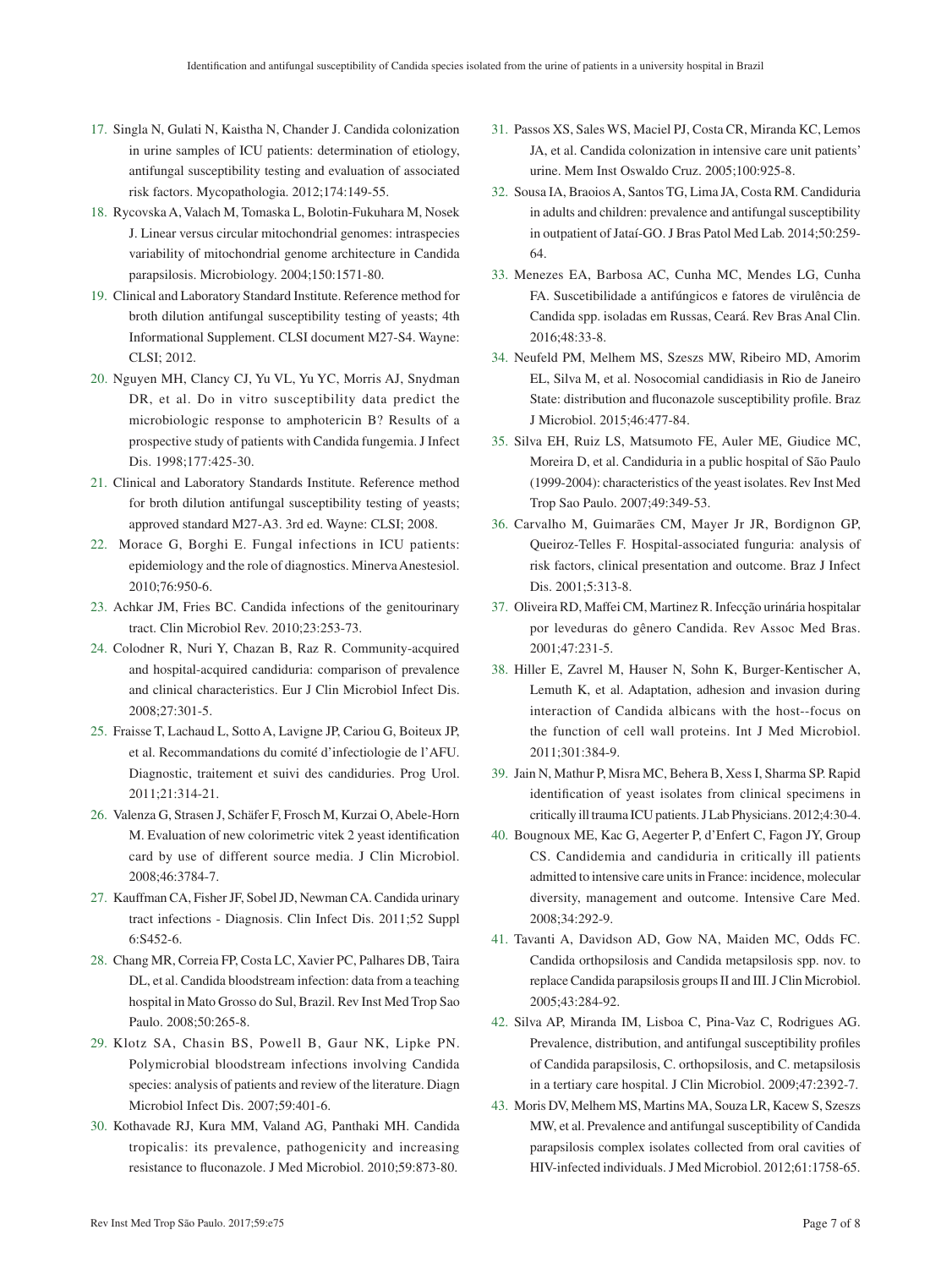17. Singla N, Gulati N, Kaistha N, Chander J. Candida colonization in urine samples of ICU patients: determination of etiology, antifungal susceptibility testing and evaluation of associated risk factors. Mycopathologia. 2012;174:149-55.
18. Rycovska A, Valach M, Tomaska L, Bolotin-Fukuhara M, Nosek J. Linear versus circular mitochondrial genomes: intraspecies variability of mitochondrial genome architecture in Candida parapsilosis. Microbiology. 2004;150:1571-80.
19. Clinical and Laboratory Standard Institute. Reference method for broth dilution antifungal susceptibility testing of yeasts; 4th Informational Supplement. CLSI document M27-S4. Wayne: CLSI; 2012.
20. Nguyen MH, Clancy CJ, Yu VL, Yu YC, Morris AJ, Snydman DR, et al. Do in vitro susceptibility data predict the microbiologic response to amphotericin B? Results of a prospective study of patients with Candida fungemia. J Infect Dis. 1998;177:425-30.
21. Clinical and Laboratory Standards Institute. Reference method for broth dilution antifungal susceptibility testing of yeasts; approved standard M27-A3. 3rd ed. Wayne: CLSI; 2008.
22. Morace G, Borghi E. Fungal infections in ICU patients: epidemiology and the role of diagnostics. Minerva Anestesiol. 2010;76:950-6.
23. Achkar JM, Fries BC. Candida infections of the genitourinary tract. Clin Microbiol Rev. 2010;23:253-73.
24. Colodner R, Nuri Y, Chazan B, Raz R. Community-acquired and hospital-acquired candiduria: comparison of prevalence and clinical characteristics. Eur J Clin Microbiol Infect Dis. 2008;27:301-5.
25. Fraisse T, Lachaud L, Sotto A, Lavigne JP, Cariou G, Boiteux JP, et al. Recommandations du comité d'infectiologie de l'AFU. Diagnostic, traitement et suivi des candiduries. Prog Urol. 2011;21:314-21.
26. Valenza G, Strasen J, Schäfer F, Frosch M, Kurzai O, Abele-Horn M. Evaluation of new colorimetric vitek 2 yeast identification card by use of different source media. J Clin Microbiol. 2008;46:3784-7.
27. Kauffman CA, Fisher JF, Sobel JD, Newman CA. Candida urinary tract infections - Diagnosis. Clin Infect Dis. 2011;52 Suppl 6:S452-6.
28. Chang MR, Correia FP, Costa LC, Xavier PC, Palhares DB, Taira DL, et al. Candida bloodstream infection: data from a teaching hospital in Mato Grosso do Sul, Brazil. Rev Inst Med Trop Sao Paulo. 2008;50:265-8.
29. Klotz SA, Chasin BS, Powell B, Gaur NK, Lipke PN. Polymicrobial bloodstream infections involving Candida species: analysis of patients and review of the literature. Diagn Microbiol Infect Dis. 2007;59:401-6.
30. Kothavade RJ, Kura MM, Valand AG, Panthaki MH. Candida tropicalis: its prevalence, pathogenicity and increasing resistance to fluconazole. J Med Microbiol. 2010;59:873-80.
31. Passos XS, Sales WS, Maciel PJ, Costa CR, Miranda KC, Lemos JA, et al. Candida colonization in intensive care unit patients' urine. Mem Inst Oswaldo Cruz. 2005;100:925-8.
32. Sousa IA, Braoios A, Santos TG, Lima JA, Costa RM. Candiduria in adults and children: prevalence and antifungal susceptibility in outpatient of Jataí-GO. J Bras Patol Med Lab. 2014;50:259-64.
33. Menezes EA, Barbosa AC, Cunha MC, Mendes LG, Cunha FA. Suscetibilidade a antifúngicos e fatores de virulência de Candida spp. isoladas em Russas, Ceará. Rev Bras Anal Clin. 2016;48:33-8.
34. Neufeld PM, Melhem MS, Szeszs MW, Ribeiro MD, Amorim EL, Silva M, et al. Nosocomial candidiasis in Rio de Janeiro State: distribution and fluconazole susceptibility profile. Braz J Microbiol. 2015;46:477-84.
35. Silva EH, Ruiz LS, Matsumoto FE, Auler ME, Giudice MC, Moreira D, et al. Candiduria in a public hospital of São Paulo (1999-2004): characteristics of the yeast isolates. Rev Inst Med Trop Sao Paulo. 2007;49:349-53.
36. Carvalho M, Guimarães CM, Mayer Jr JR, Bordignon GP, Queiroz-Telles F. Hospital-associated funguria: analysis of risk factors, clinical presentation and outcome. Braz J Infect Dis. 2001;5:313-8.
37. Oliveira RD, Maffei CM, Martinez R. Infecção urinária hospitalar por leveduras do gênero Candida. Rev Assoc Med Bras. 2001;47:231-5.
38. Hiller E, Zavrel M, Hauser N, Sohn K, Burger-Kentischer A, Lemuth K, et al. Adaptation, adhesion and invasion during interaction of Candida albicans with the host--focus on the function of cell wall proteins. Int J Med Microbiol. 2011;301:384-9.
39. Jain N, Mathur P, Misra MC, Behera B, Xess I, Sharma SP. Rapid identification of yeast isolates from clinical specimens in critically ill trauma ICU patients. J Lab Physicians. 2012;4:30-4.
40. Bougnoux ME, Kac G, Aegerter P, d'Enfert C, Fagon JY, Group CS. Candidemia and candiduria in critically ill patients admitted to intensive care units in France: incidence, molecular diversity, management and outcome. Intensive Care Med. 2008;34:292-9.
41. Tavanti A, Davidson AD, Gow NA, Maiden MC, Odds FC. Candida orthopsilosis and Candida metapsilosis spp. nov. to replace Candida parapsilosis groups II and III. J Clin Microbiol. 2005;43:284-92.
42. Silva AP, Miranda IM, Lisboa C, Pina-Vaz C, Rodrigues AG. Prevalence, distribution, and antifungal susceptibility profiles of Candida parapsilosis, C. orthopsilosis, and C. metapsilosis in a tertiary care hospital. J Clin Microbiol. 2009;47:2392-7.
43. Moris DV, Melhem MS, Martins MA, Souza LR, Kacew S, Szeszs MW, et al. Prevalence and antifungal susceptibility of Candida parapsilosis complex isolates collected from oral cavities of HIV-infected individuals. J Med Microbiol. 2012;61:1758-65.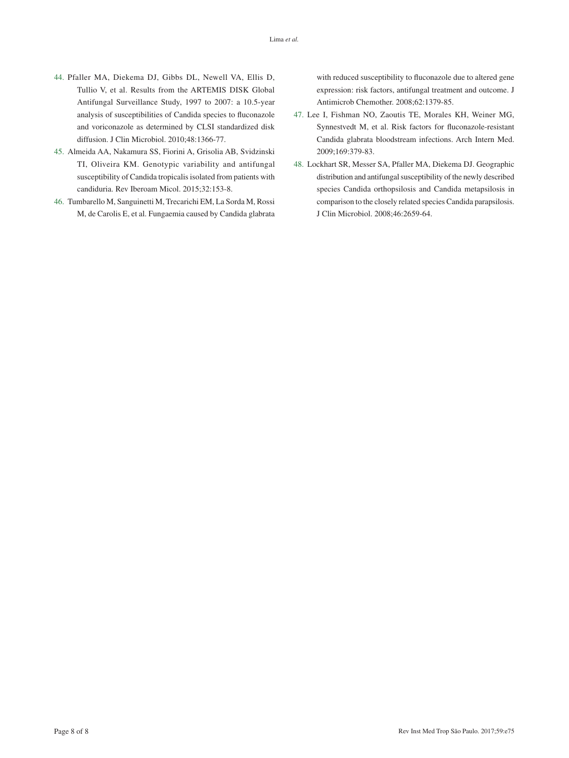44. Pfaller MA, Diekema DJ, Gibbs DL, Newell VA, Ellis D, Tullio V, et al. Results from the ARTEMIS DISK Global Antifungal Surveillance Study, 1997 to 2007: a 10.5-year analysis of susceptibilities of Candida species to fluconazole and voriconazole as determined by CLSI standardized disk diffusion. J Clin Microbiol. 2010;48:1366-77.
45. Almeida AA, Nakamura SS, Fiorini A, Grisolia AB, Svidzinski TI, Oliveira KM. Genotypic variability and antifungal susceptibility of Candida tropicalis isolated from patients with candiduria. Rev Iberoam Micol. 2015;32:153-8.
46. Tumbarello M, Sanguinetti M, Trecarichi EM, La Sorda M, Rossi M, de Carolis E, et al. Fungaemia caused by Candida glabrata with reduced susceptibility to fluconazole due to altered gene expression: risk factors, antifungal treatment and outcome. J Antimicrob Chemother. 2008;62:1379-85.
47. Lee I, Fishman NO, Zaoutis TE, Morales KH, Weiner MG, Synnestvedt M, et al. Risk factors for fluconazole-resistant Candida glabrata bloodstream infections. Arch Intern Med. 2009;169:379-83.
48. Lockhart SR, Messer SA, Pfaller MA, Diekema DJ. Geographic distribution and antifungal susceptibility of the newly described species Candida orthopsilosis and Candida metapsilosis in comparison to the closely related species Candida parapsilosis. J Clin Microbiol. 2008;46:2659-64.